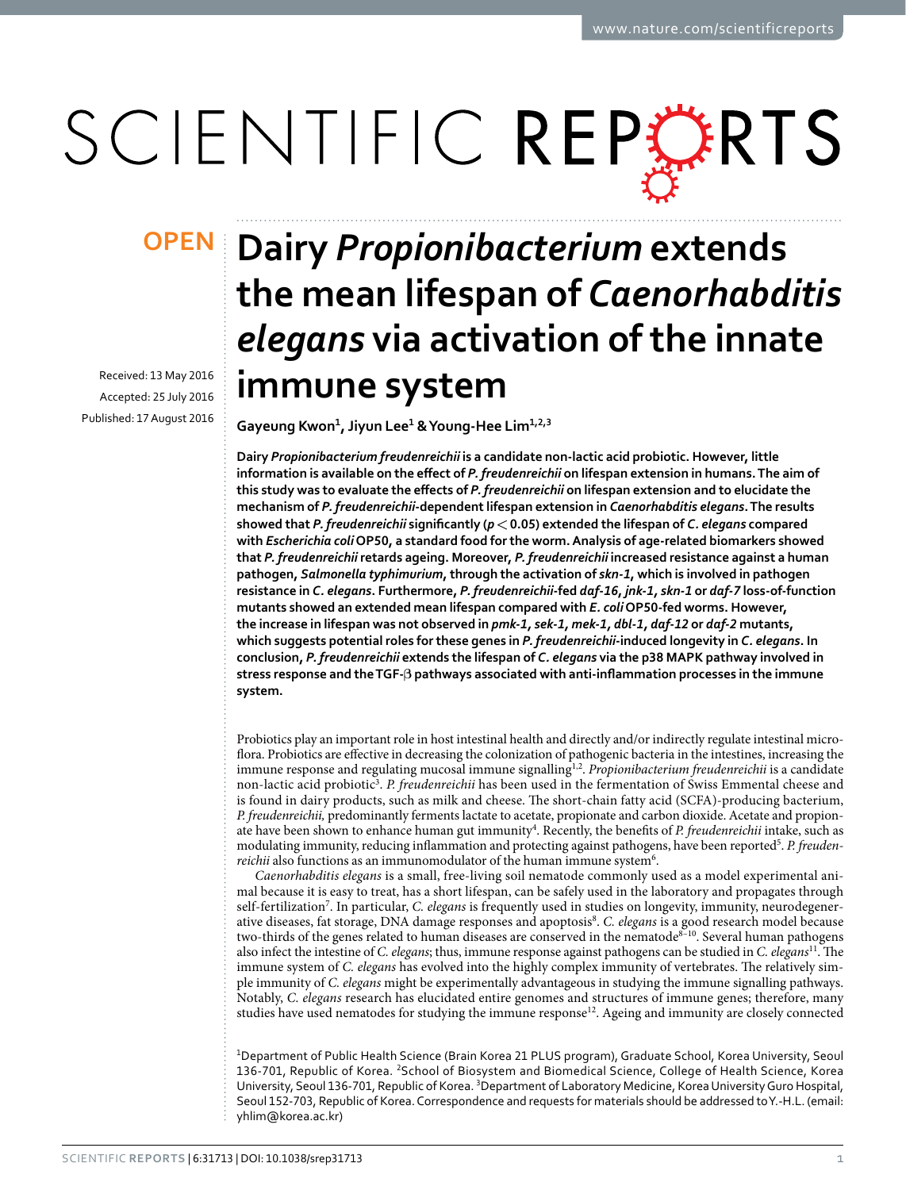OPEN

# Dairy *Propionibacterium* extends the mean lifespan of *Caenorhabditis elegans* via activation of the innate immune system

Received: 13 May 2016

Accepted: 25 July 2016

Published: 17 August 2016

**Gayeung Kwon[1], Jiyun Lee[1] & Young-Hee Lim[1,2,3]**

**Dairy *Propionibacterium freudenreichii* is a candidate non-lactic acid probiotic. However, little information is available on the effect of *P. freudenreichii* on lifespan extension in humans. The aim of this study was to evaluate the effects of *P. freudenreichii* on lifespan extension and to elucidate the mechanism of *P. freudenreichii*-dependent lifespan extension in *Caenorhabditis elegans*. The results showed that *P. freudenreichii* significantly ($p < 0.05$) extended the lifespan of *C. elegans* compared with *Escherichia coli* OP50, a standard food for the worm. Analysis of age-related biomarkers showed that *P. freudenreichii* retards ageing. Moreover, *P. freudenreichii* increased resistance against a human pathogen, *Salmonella typhimurium*, through the activation of *skn-1*, which is involved in pathogen resistance in *C. elegans*. Furthermore, *P. freudenreichii*-fed *daf-16*, *jnk-1*, *skn-1* or *daf-7* loss-of-function mutants showed an extended mean lifespan compared with *E. coli* OP50-fed worms. However, the increase in lifespan was not observed in *pmk-1*, *sek-1*, *mek-1*, *dbl-1*, *daf-12* or *daf-2* mutants, which suggests potential roles for these genes in *P. freudenreichii*-induced longevity in *C. elegans*. In conclusion, *P. freudenreichii* extends the lifespan of *C. elegans* via the p38 MAPK pathway involved in stress response and the TGF-β pathways associated with anti-inflammation processes in the immune system.**

Probiotics play an important role in host intestinal health and directly and/or indirectly regulate intestinal microflora. Probiotics are effective in decreasing the colonization of pathogenic bacteria in the intestines, increasing the immune response and regulating mucosal immune signalling[1,2]. *Propionibacterium freudenreichii* is a candidate non-lactic acid probiotic[3]. *P. freudenreichii* has been used in the fermentation of Swiss Emmental cheese and is found in dairy products, such as milk and cheese. The short-chain fatty acid (SCFA)-producing bacterium, *P. freudenreichii,* predominantly ferments lactate to acetate, propionate and carbon dioxide. Acetate and propionate have been shown to enhance human gut immunity[4]. Recently, the benefits of *P. freudenreichii* intake, such as modulating immunity, reducing inflammation and protecting against pathogens, have been reported[5]. *P. freudenreichii* also functions as an immunomodulator of the human immune system[6].

*Caenorhabditis elegans* is a small, free-living soil nematode commonly used as a model experimental animal because it is easy to treat, has a short lifespan, can be safely used in the laboratory and propagates through self-fertilization[7]. In particular, *C. elegans* is frequently used in studies on longevity, immunity, neurodegenerative diseases, fat storage, DNA damage responses and apoptosis[8]. *C. elegans* is a good research model because two-thirds of the genes related to human diseases are conserved in the nematode[8–10]. Several human pathogens also infect the intestine of *C. elegans*; thus, immune response against pathogens can be studied in *C. elegans*[11]. The immune system of *C. elegans* has evolved into the highly complex immunity of vertebrates. The relatively simple immunity of *C. elegans* might be experimentally advantageous in studying the immune signalling pathways. Notably, *C. elegans* research has elucidated entire genomes and structures of immune genes; therefore, many studies have used nematodes for studying the immune response[12]. Ageing and immunity are closely connected

[1]Department of Public Health Science (Brain Korea 21 PLUS program), Graduate School, Korea University, Seoul 136-701, Republic of Korea. [2]School of Biosystem and Biomedical Science, College of Health Science, Korea University, Seoul 136-701, Republic of Korea. [3]Department of Laboratory Medicine, Korea University Guro Hospital, Seoul 152-703, Republic of Korea. Correspondence and requests for materials should be addressed to Y.-H.L. (email: yhlim@korea.ac.kr)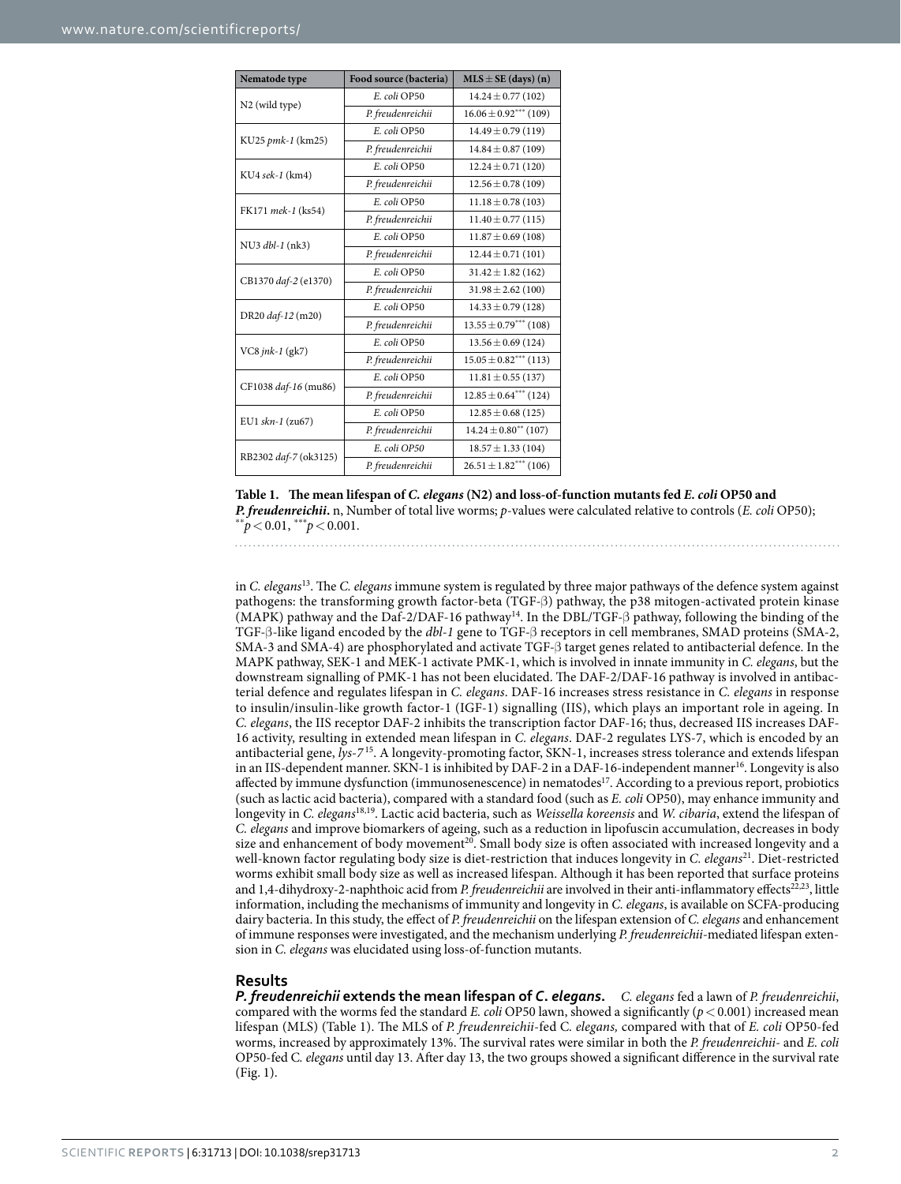| Nematode type | Food source (bacteria) | MLS ± SE (days) (n) |
| --- | --- | --- |
| N2 (wild type) | *E. coli* OP50 | 14.24 ± 0.77 (102) |
| | *P. freudenreichii* | 16.06 ± 0.92*** (109) |
| KU25 *pmk-1* (km25) | *E. coli* OP50 | 14.49 ± 0.79 (119) |
| | *P. freudenreichii* | 14.84 ± 0.87 (109) |
| KU4 *sek-1* (km4) | *E. coli* OP50 | 12.24 ± 0.71 (120) |
| | *P. freudenreichii* | 12.56 ± 0.78 (109) |
| FK171 *mek-1* (ks54) | *E. coli* OP50 | 11.18 ± 0.78 (103) |
| | *P. freudenreichii* | 11.40 ± 0.77 (115) |
| NU3 *dbl-1* (nk3) | *E. coli* OP50 | 11.87 ± 0.69 (108) |
| | *P. freudenreichii* | 12.44 ± 0.71 (101) |
| CB1370 *daf-2* (e1370) | *E. coli* OP50 | 31.42 ± 1.82 (162) |
| | *P. freudenreichii* | 31.98 ± 2.62 (100) |
| DR20 *daf-12* (m20) | *E. coli* OP50 | 14.33 ± 0.79 (128) |
| | *P. freudenreichii* | 13.55 ± 0.79*** (108) |
| VC8 *jnk-1* (gk7) | *E. coli* OP50 | 13.56 ± 0.69 (124) |
| | *P. freudenreichii* | 15.05 ± 0.82*** (113) |
| CF1038 *daf-16* (mu86) | *E. coli* OP50 | 11.81 ± 0.55 (137) |
| | *P. freudenreichii* | 12.85 ± 0.64*** (124) |
| EU1 *skn-1* (zu67) | *E. coli* OP50 | 12.85 ± 0.68 (125) |
| | *P. freudenreichii* | 14.24 ± 0.80** (107) |
| RB2302 *daf-7* (ok3125) | *E. coli OP50* | 18.57 ± 1.33 (104) |
| | *P. freudenreichii* | 26.51 ± 1.82*** (106) |

**Table 1. The mean lifespan of *C. elegans* (N2) and loss-of-function mutants fed *E. coli* OP50 and *P. freudenreichii*.** n, Number of total live worms; *p*-values were calculated relative to controls (*E. coli* OP50); $^{**}p < 0.01$, $^{***}p < 0.001$.

in *C. elegans*[13]. The *C. elegans* immune system is regulated by three major pathways of the defence system against pathogens: the transforming growth factor-beta (TGF-β) pathway, the p38 mitogen-activated protein kinase (MAPK) pathway and the Daf-2/DAF-16 pathway[14]. In the DBL/TGF-β pathway, following the binding of the TGF-β-like ligand encoded by the *dbl-1* gene to TGF-β receptors in cell membranes, SMAD proteins (SMA-2, SMA-3 and SMA-4) are phosphorylated and activate TGF-β target genes related to antibacterial defence. In the MAPK pathway, SEK-1 and MEK-1 activate PMK-1, which is involved in innate immunity in *C. elegans*, but the downstream signalling of PMK-1 has not been elucidated. The DAF-2/DAF-16 pathway is involved in antibacterial defence and regulates lifespan in *C. elegans*. DAF-16 increases stress resistance in *C. elegans* in response to insulin/insulin-like growth factor-1 (IGF-1) signalling (IIS), which plays an important role in ageing. In *C. elegans*, the IIS receptor DAF-2 inhibits the transcription factor DAF-16; thus, decreased IIS increases DAF-16 activity, resulting in extended mean lifespan in *C. elegans*. DAF-2 regulates LYS-7, which is encoded by an antibacterial gene, *lys-7*[15]. A longevity-promoting factor, SKN-1, increases stress tolerance and extends lifespan in an IIS-dependent manner. SKN-1 is inhibited by DAF-2 in a DAF-16-independent manner[16]. Longevity is also affected by immune dysfunction (immunosenescence) in nematodes[17]. According to a previous report, probiotics (such as lactic acid bacteria), compared with a standard food (such as *E. coli* OP50), may enhance immunity and longevity in *C. elegans*[18,19]. Lactic acid bacteria, such as *Weissella koreensis* and *W. cibaria*, extend the lifespan of *C. elegans* and improve biomarkers of ageing, such as a reduction in lipofuscin accumulation, decreases in body size and enhancement of body movement[20]. Small body size is often associated with increased longevity and a well-known factor regulating body size is diet-restriction that induces longevity in *C. elegans*[21]. Diet-restricted worms exhibit small body size as well as increased lifespan. Although it has been reported that surface proteins and 1,4-dihydroxy-2-naphthoic acid from *P. freudenreichii* are involved in their anti-inflammatory effects[22,23], little information, including the mechanisms of immunity and longevity in *C. elegans*, is available on SCFA-producing dairy bacteria. In this study, the effect of *P. freudenreichii* on the lifespan extension of *C. elegans* and enhancement of immune responses were investigated, and the mechanism underlying *P. freudenreichii*-mediated lifespan extension in *C. elegans* was elucidated using loss-of-function mutants.

## Results

***P. freudenreichii* extends the mean lifespan of *C. elegans*.** *C. elegans* fed a lawn of *P. freudenreichii*, compared with the worms fed the standard *E. coli* OP50 lawn, showed a significantly ($p < 0.001$) increased mean lifespan (MLS) (Table 1). The MLS of *P. freudenreichii*-fed C. *elegans,* compared with that of *E. coli* OP50-fed worms, increased by approximately 13%. The survival rates were similar in both the *P. freudenreichii*- and *E. coli* OP50-fed C. *elegans* until day 13. After day 13, the two groups showed a significant difference in the survival rate (Fig. 1).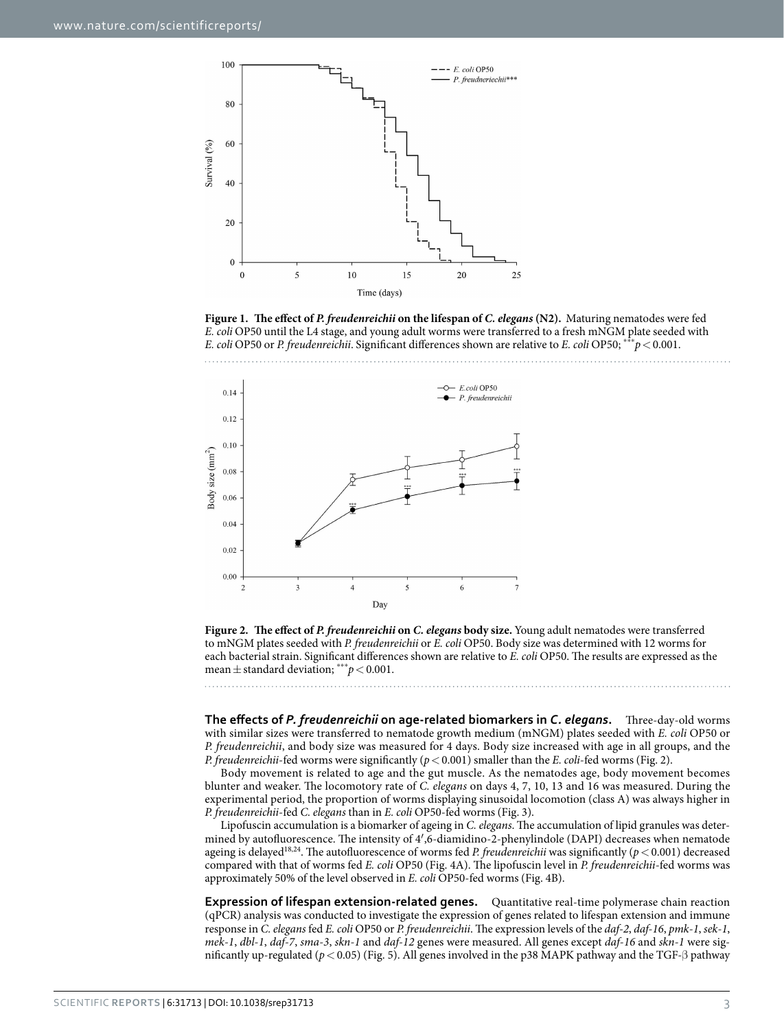**Figure 1. The effect of *P. freudenreichii* on the lifespan of *C. elegans* (N2).** Maturing nematodes were fed *E. coli* OP50 until the L4 stage, and young adult worms were transferred to a fresh mNGM plate seeded with *E. coli* OP50 or *P. freudenreichii*. Significant differences shown are relative to *E. coli* OP50; $^{***}p < 0.001$.

**Figure 2. The effect of *P. freudenreichii* on *C. elegans* body size.** Young adult nematodes were transferred to mNGM plates seeded with *P. freudenreichii* or *E. coli* OP50. Body size was determined with 12 worms for each bacterial strain. Significant differences shown are relative to *E. coli* OP50. The results are expressed as the mean ± standard deviation; $^{***}p < 0.001$.

**The effects of *P. freudenreichii* on age-related biomarkers in *C. elegans*.** Three-day-old worms with similar sizes were transferred to nematode growth medium (mNGM) plates seeded with *E. coli* OP50 or *P. freudenreichii*, and body size was measured for 4 days. Body size increased with age in all groups, and the *P. freudenreichii*-fed worms were significantly ($p < 0.001$) smaller than the *E. coli*-fed worms (Fig. 2).

Body movement is related to age and the gut muscle. As the nematodes age, body movement becomes blunter and weaker. The locomotory rate of *C. elegans* on days 4, 7, 10, 13 and 16 was measured. During the experimental period, the proportion of worms displaying sinusoidal locomotion (class A) was always higher in *P. freudenreichii*-fed *C. elegans* than in *E. coli* OP50-fed worms (Fig. 3).

Lipofuscin accumulation is a biomarker of ageing in *C. elegans*. The accumulation of lipid granules was determined by autofluorescence. The intensity of 4′,6-diamidino-2-phenylindole (DAPI) decreases when nematode ageing is delayed[18,24]. The autofluorescence of worms fed *P. freudenreichii* was significantly ($p < 0.001$) decreased compared with that of worms fed *E. coli* OP50 (Fig. 4A). The lipofuscin level in *P. freudenreichii*-fed worms was approximately 50% of the level observed in *E. coli* OP50-fed worms (Fig. 4B).

**Expression of lifespan extension-related genes.** Quantitative real-time polymerase chain reaction (qPCR) analysis was conducted to investigate the expression of genes related to lifespan extension and immune response in *C. elegans* fed *E. coli* OP50 or *P. freudenreichii*. The expression levels of the *daf-2*, *daf-16*, *pmk-1*, *sek-1*, *mek-1*, *dbl-1*, *daf-7*, *sma-3*, *skn-1* and *daf-12* genes were measured. All genes except *daf-16* and *skn-1* were significantly up-regulated ($p < 0.05$) (Fig. 5). All genes involved in the p38 MAPK pathway and the TGF-β pathway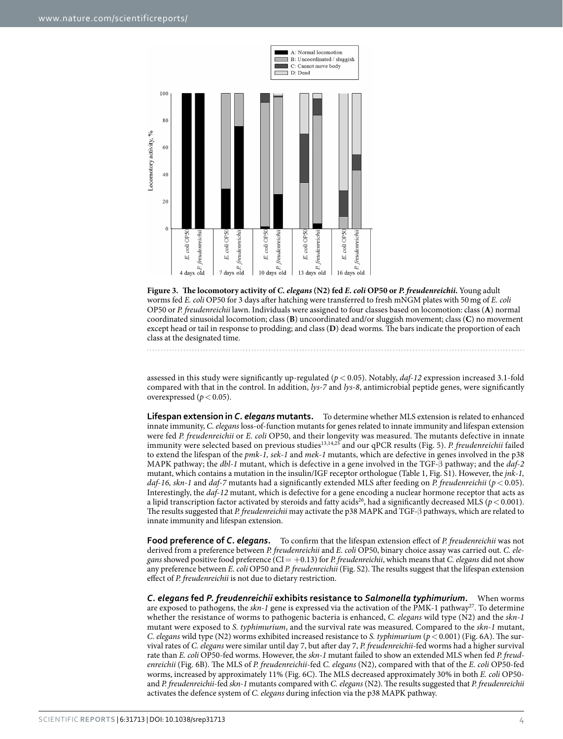**Figure 3. The locomotory activity of *C. elegans* (N2) fed *E. coli* OP50 or *P. freudenreichii*.** Young adult worms fed *E. coli* OP50 for 3 days after hatching were transferred to fresh mNGM plates with 50 mg of *E. coli* OP50 or *P. freudenreichii* lawn. Individuals were assigned to four classes based on locomotion: class (**A**) normal coordinated sinusoidal locomotion; class (**B**) uncoordinated and/or sluggish movement; class (**C**) no movement except head or tail in response to prodding; and class (**D**) dead worms. The bars indicate the proportion of each class at the designated time.

assessed in this study were significantly up-regulated ($p < 0.05$). Notably, *daf-12* expression increased 3.1-fold compared with that in the control. In addition, *lys-7* and *lys-8*, antimicrobial peptide genes, were significantly overexpressed ($p < 0.05$).

**Lifespan extension in *C. elegans* mutants.** To determine whether MLS extension is related to enhanced innate immunity, *C. elegans* loss-of-function mutants for genes related to innate immunity and lifespan extension were fed *P. freudenreichii* or *E. coli* OP50, and their longevity was measured. The mutants defective in innate immunity were selected based on previous studies[13,14,25] and our qPCR results (Fig. 5). *P. freudenreichii* failed to extend the lifespan of the *pmk-1, sek-1* and *mek-1* mutants, which are defective in genes involved in the p38 MAPK pathway; the *dbl-1* mutant, which is defective in a gene involved in the TGF-β pathway; and the *daf-2* mutant, which contains a mutation in the insulin/IGF receptor orthologue (Table 1, Fig. S1). However, the *jnk-1, daf-16, skn-1* and *daf-7* mutants had a significantly extended MLS after feeding on *P. freudenreichii* ($p < 0.05$). Interestingly, the *daf-12* mutant, which is defective for a gene encoding a nuclear hormone receptor that acts as a lipid transcription factor activated by steroids and fatty acids[26], had a significantly decreased MLS ($p < 0.001$). The results suggested that *P. freudenreichii* may activate the p38 MAPK and TGF-β pathways, which are related to innate immunity and lifespan extension.

**Food preference of *C. elegans*.** To confirm that the lifespan extension effect of *P. freudenreichii* was not derived from a preference between *P. freudenreichii* and *E. coli* OP50, binary choice assay was carried out. *C. elegans* showed positive food preference (CI $= +0.13$) for *P. freudenreichii*, which means that *C. elegans* did not show any preference between *E. coli* OP50 and *P. freudenreichii* (Fig. S2). The results suggest that the lifespan extension effect of *P. freudenreichii* is not due to dietary restriction.

***C. elegans* fed *P. freudenreichii* exhibits resistance to *Salmonella typhimurium*.** When worms are exposed to pathogens, the *skn-1* gene is expressed via the activation of the PMK-1 pathway[27]. To determine whether the resistance of worms to pathogenic bacteria is enhanced, *C. elegans* wild type (N2) and the *skn-1* mutant were exposed to *S. typhimurium*, and the survival rate was measured. Compared to the *skn-1* mutant, *C. elegans* wild type (N2) worms exhibited increased resistance to *S. typhimurium* ($p < 0.001$) (Fig. 6A). The survival rates of *C. elegans* were similar until day 7, but after day 7, *P. freudenreichii*-fed worms had a higher survival rate than *E. coli* OP50-fed worms. However, the *skn-1* mutant failed to show an extended MLS when fed *P. freudenreichii* (Fig. 6B). The MLS of *P. freudenreichii*-fed *C. elegans* (N2), compared with that of the *E. coli* OP50-fed worms, increased by approximately 11% (Fig. 6C). The MLS decreased approximately 30% in both *E. coli* OP50- and *P. freudenreichii*-fed *skn-1* mutants compared with *C. elegans* (N2). The results suggested that *P. freudenreichii* activates the defence system of *C. elegans* during infection via the p38 MAPK pathway.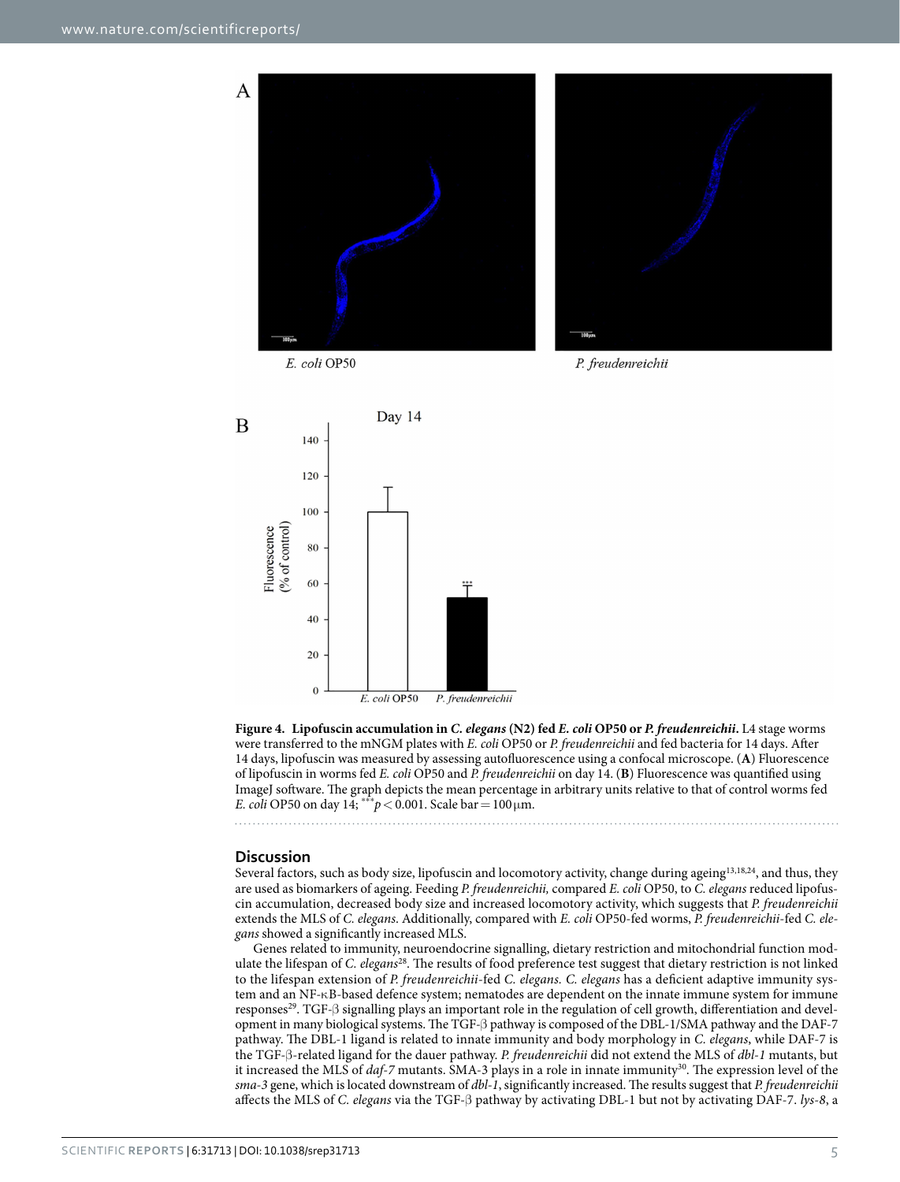**Figure 4. Lipofuscin accumulation in *C. elegans* (N2) fed *E. coli* OP50 or *P. freudenreichii*.** L4 stage worms were transferred to the mNGM plates with *E. coli* OP50 or *P. freudenreichii* and fed bacteria for 14 days. After 14 days, lipofuscin was measured by assessing autofluorescence using a confocal microscope. (**A**) Fluorescence of lipofuscin in worms fed *E. coli* OP50 and *P. freudenreichii* on day 14. (**B**) Fluorescence was quantified using ImageJ software. The graph depicts the mean percentage in arbitrary units relative to that of control worms fed *E. coli* OP50 on day 14; $^{***}p < 0.001$. Scale bar = 100 μm.

## Discussion

Several factors, such as body size, lipofuscin and locomotory activity, change during ageing[13,18,24], and thus, they are used as biomarkers of ageing. Feeding *P. freudenreichii,* compared *E. coli* OP50, to *C. elegans* reduced lipofuscin accumulation, decreased body size and increased locomotory activity, which suggests that *P. freudenreichii* extends the MLS of *C. elegans*. Additionally, compared with *E. coli* OP50-fed worms, *P. freudenreichii*-fed *C. elegans* showed a significantly increased MLS.

Genes related to immunity, neuroendocrine signalling, dietary restriction and mitochondrial function modulate the lifespan of *C. elegans*[28]. The results of food preference test suggest that dietary restriction is not linked to the lifespan extension of *P. freudenreichii*-fed *C. elegans. C. elegans* has a deficient adaptive immunity system and an NF-κB-based defence system; nematodes are dependent on the innate immune system for immune responses[29]. TGF-β signalling plays an important role in the regulation of cell growth, differentiation and development in many biological systems. The TGF-β pathway is composed of the DBL-1/SMA pathway and the DAF-7 pathway. The DBL-1 ligand is related to innate immunity and body morphology in *C. elegans*, while DAF-7 is the TGF-β-related ligand for the dauer pathway. *P. freudenreichii* did not extend the MLS of *dbl-1* mutants, but it increased the MLS of *daf-7* mutants. SMA-3 plays in a role in innate immunity[30]. The expression level of the *sma-3* gene, which is located downstream of *dbl-1*, significantly increased. The results suggest that *P. freudenreichii* affects the MLS of *C. elegans* via the TGF-β pathway by activating DBL-1 but not by activating DAF-7. *lys-8*, a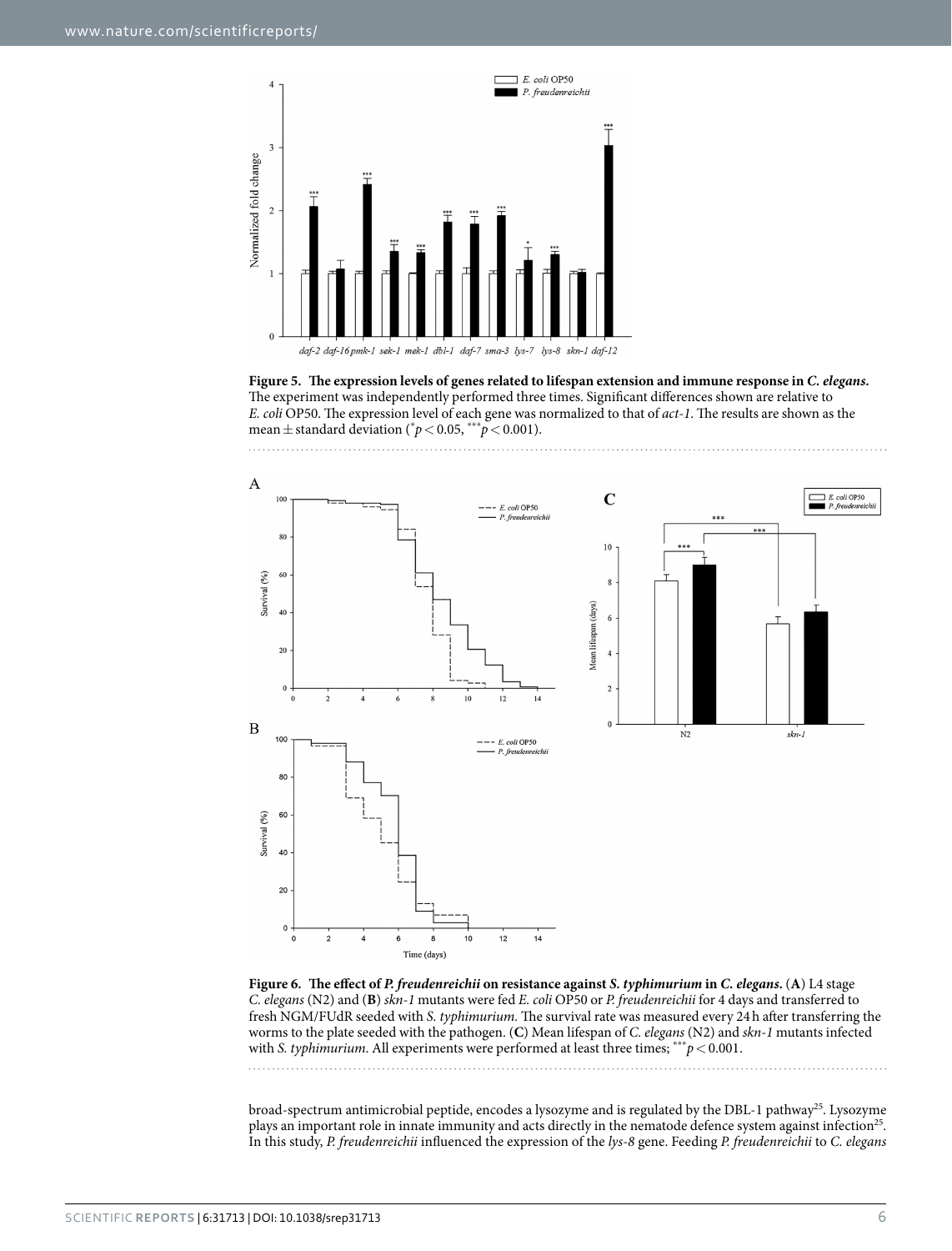**Figure 5. The expression levels of genes related to lifespan extension and immune response in *C. elegans*.** The experiment was independently performed three times. Significant differences shown are relative to *E. coli* OP50. The expression level of each gene was normalized to that of *act-1*. The results are shown as the mean ± standard deviation (*$p < 0.05$, ***$p < 0.001$).

**Figure 6. The effect of *P. freudenreichii* on resistance against *S. typhimurium* in *C. elegans*.** (**A**) L4 stage *C. elegans* (N2) and (**B**) *skn-1* mutants were fed *E. coli* OP50 or *P. freudenreichii* for 4 days and transferred to fresh NGM/FUdR seeded with *S. typhimurium*. The survival rate was measured every 24 h after transferring the worms to the plate seeded with the pathogen. (**C**) Mean lifespan of *C. elegans* (N2) and *skn-1* mutants infected with *S. typhimurium*. All experiments were performed at least three times; ***$p < 0.001$.

broad-spectrum antimicrobial peptide, encodes a lysozyme and is regulated by the DBL-1 pathway[25]. Lysozyme plays an important role in innate immunity and acts directly in the nematode defence system against infection[25]. In this study, *P. freudenreichii* influenced the expression of the *lys-8* gene. Feeding *P. freudenreichii* to *C. elegans*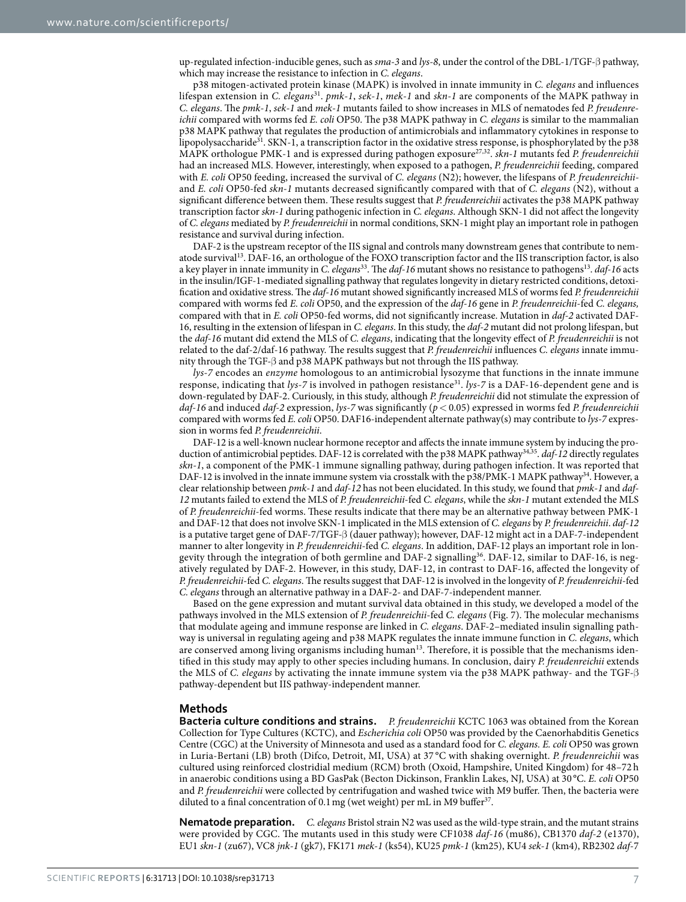up-regulated infection-inducible genes, such as *sma-3* and *lys-8*, under the control of the DBL-1/TGF-β pathway, which may increase the resistance to infection in *C. elegans*.

p38 mitogen-activated protein kinase (MAPK) is involved in innate immunity in *C. elegans* and influences lifespan extension in *C. elegans*[31]. *pmk-1*, *sek-1*, *mek-1* and *skn-1* are components of the MAPK pathway in *C. elegans*. The *pmk-1*, *sek-1* and *mek-1* mutants failed to show increases in MLS of nematodes fed *P. freudenreichii* compared with worms fed *E. coli* OP50. The p38 MAPK pathway in *C. elegans* is similar to the mammalian p38 MAPK pathway that regulates the production of antimicrobials and inflammatory cytokines in response to lipopolysaccharide[31]. SKN-1, a transcription factor in the oxidative stress response, is phosphorylated by the p38 MAPK orthologue PMK-1 and is expressed during pathogen exposure[27,32]. *skn-1* mutants fed *P. freudenreichii* had an increased MLS. However, interestingly, when exposed to a pathogen, *P. freudenreichii* feeding, compared with *E. coli* OP50 feeding, increased the survival of *C. elegans* (N2); however, the lifespans of *P. freudenreichii*- and *E. coli* OP50-fed *skn-1* mutants decreased significantly compared with that of *C. elegans* (N2), without a significant difference between them. These results suggest that *P. freudenreichii* activates the p38 MAPK pathway transcription factor *skn-1* during pathogenic infection in *C. elegans*. Although SKN-1 did not affect the longevity of *C. elegans* mediated by *P. freudenreichii* in normal conditions, SKN-1 might play an important role in pathogen resistance and survival during infection.

DAF-2 is the upstream receptor of the IIS signal and controls many downstream genes that contribute to nematode survival[13]. DAF-16, an orthologue of the FOXO transcription factor and the IIS transcription factor, is also a key player in innate immunity in *C. elegans*[33]. The *daf-16* mutant shows no resistance to pathogens[13]. *daf-16* acts in the insulin/IGF-1-mediated signalling pathway that regulates longevity in dietary restricted conditions, detoxification and oxidative stress. The *daf-16* mutant showed significantly increased MLS of worms fed *P. freudenreichii* compared with worms fed *E. coli* OP50, and the expression of the *daf-16* gene in *P. freudenreichii*-fed *C. elegans,* compared with that in *E. coli* OP50-fed worms, did not significantly increase. Mutation in *daf-2* activated DAF-16, resulting in the extension of lifespan in *C. elegans*. In this study, the *daf-2* mutant did not prolong lifespan, but the *daf-16* mutant did extend the MLS of *C. elegans*, indicating that the longevity effect of *P. freudenreichii* is not related to the daf-2/daf-16 pathway. The results suggest that *P. freudenreichii* influences *C. elegans* innate immunity through the TGF-β and p38 MAPK pathways but not through the IIS pathway.

*lys-7* encodes an *enzyme* homologous to an antimicrobial lysozyme that functions in the innate immune response, indicating that *lys-7* is involved in pathogen resistance[31]. *lys-7* is a DAF-16-dependent gene and is down-regulated by DAF-2. Curiously, in this study, although *P. freudenreichii* did not stimulate the expression of *daf-16* and induced *daf-2* expression, *lys-7* was significantly ($p < 0.05$) expressed in worms fed *P. freudenreichii* compared with worms fed *E. coli* OP50. DAF16-independent alternate pathway(s) may contribute to *lys-7* expression in worms fed *P. freudenreichii*.

DAF-12 is a well-known nuclear hormone receptor and affects the innate immune system by inducing the production of antimicrobial peptides. DAF-12 is correlated with the p38 MAPK pathway[34,35]. *daf-12* directly regulates *skn-1*, a component of the PMK-1 immune signalling pathway, during pathogen infection. It was reported that DAF-12 is involved in the innate immune system via crosstalk with the p38/PMK-1 MAPK pathway[34]. However, a clear relationship between *pmk-1* and *daf-12* has not been elucidated. In this study, we found that *pmk-1* and *daf-12* mutants failed to extend the MLS of *P. freudenreichii*-fed *C. elegans*, while the *skn-1* mutant extended the MLS of *P. freudenreichii*-fed worms. These results indicate that there may be an alternative pathway between PMK-1 and DAF-12 that does not involve SKN-1 implicated in the MLS extension of *C. elegans* by *P. freudenreichii*. *daf-12* is a putative target gene of DAF-7/TGF-β (dauer pathway); however, DAF-12 might act in a DAF-7-independent manner to alter longevity in *P. freudenreichii*-fed *C. elegans*. In addition, DAF-12 plays an important role in longevity through the integration of both germline and DAF-2 signalling[36]. DAF-12, similar to DAF-16, is negatively regulated by DAF-2. However, in this study, DAF-12, in contrast to DAF-16, affected the longevity of *P. freudenreichii*-fed *C. elegans*. The results suggest that DAF-12 is involved in the longevity of *P. freudenreichii*-fed *C. elegans* through an alternative pathway in a DAF-2- and DAF-7-independent manner.

Based on the gene expression and mutant survival data obtained in this study, we developed a model of the pathways involved in the MLS extension of *P. freudenreichii*-fed *C. elegans* (Fig. 7). The molecular mechanisms that modulate ageing and immune response are linked in *C. elegans*. DAF-2–mediated insulin signalling pathway is universal in regulating ageing and p38 MAPK regulates the innate immune function in *C. elegans*, which are conserved among living organisms including human[13]. Therefore, it is possible that the mechanisms identified in this study may apply to other species including humans. In conclusion, dairy *P. freudenreichii* extends the MLS of *C. elegans* by activating the innate immune system via the p38 MAPK pathway- and the TGF-β pathway-dependent but IIS pathway-independent manner.

## Methods

**Bacteria culture conditions and strains.** *P. freudenreichii* KCTC 1063 was obtained from the Korean Collection for Type Cultures (KCTC), and *Escherichia coli* OP50 was provided by the Caenorhabditis Genetics Centre (CGC) at the University of Minnesota and used as a standard food for *C. elegans. E. coli* OP50 was grown in Luria-Bertani (LB) broth (Difco, Detroit, MI, USA) at 37 °C with shaking overnight. *P. freudenreichii* was cultured using reinforced clostridial medium (RCM) broth (Oxoid, Hampshire, United Kingdom) for 48–72 h in anaerobic conditions using a BD GasPak (Becton Dickinson, Franklin Lakes, NJ, USA) at 30 °C. *E. coli* OP50 and *P. freudenreichii* were collected by centrifugation and washed twice with M9 buffer. Then, the bacteria were diluted to a final concentration of 0.1 mg (wet weight) per mL in M9 buffer[37].

**Nematode preparation.** *C. elegans* Bristol strain N2 was used as the wild-type strain, and the mutant strains were provided by CGC. The mutants used in this study were CF1038 *daf-16* (mu86), CB1370 *daf-2* (e1370), EU1 *skn-1* (zu67), VC8 *jnk-1* (gk7), FK171 *mek-1* (ks54), KU25 *pmk-1* (km25), KU4 *sek-1* (km4), RB2302 *daf-7*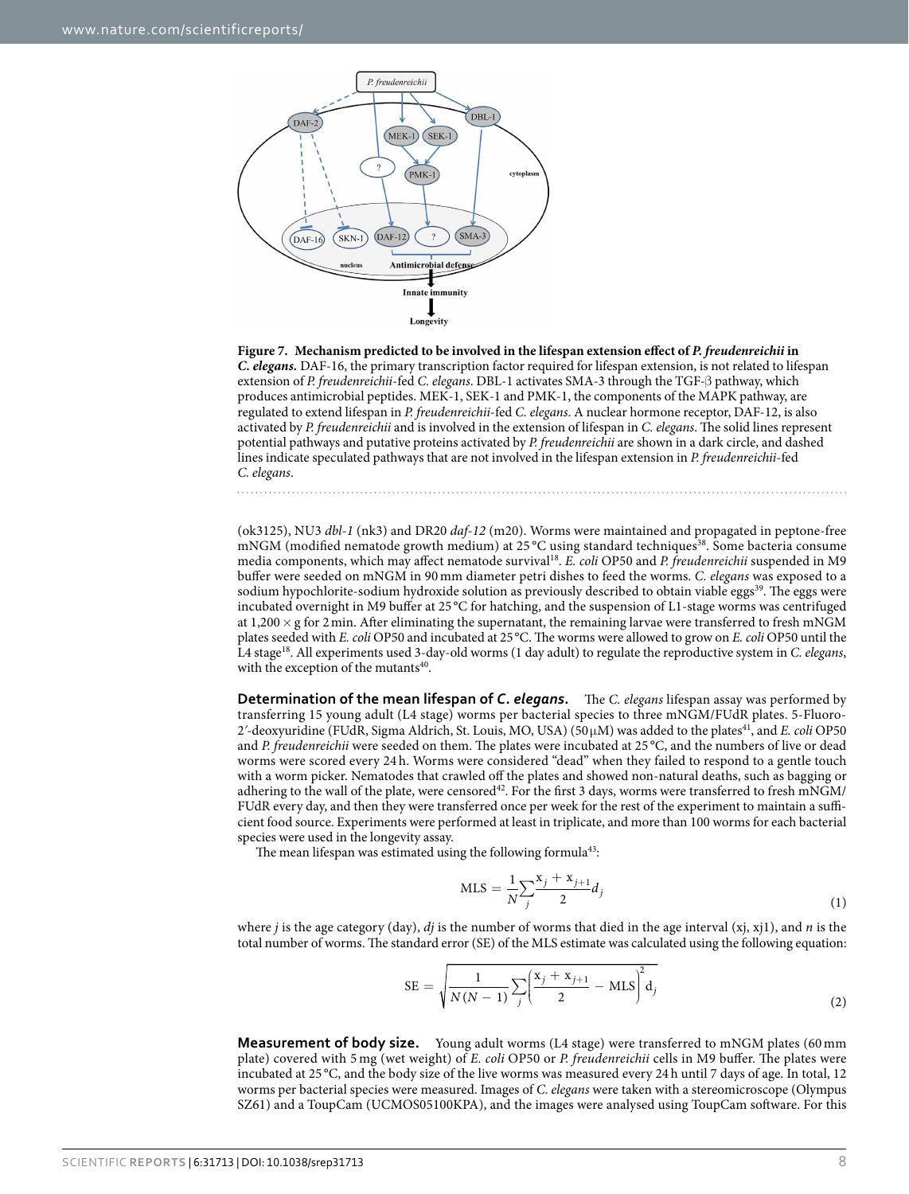**Figure 7. Mechanism predicted to be involved in the lifespan extension effect of *P. freudenreichii* in *C. elegans*.** DAF-16, the primary transcription factor required for lifespan extension, is not related to lifespan extension of *P. freudenreichii*-fed *C. elegans*. DBL-1 activates SMA-3 through the TGF-β pathway, which produces antimicrobial peptides. MEK-1, SEK-1 and PMK-1, the components of the MAPK pathway, are regulated to extend lifespan in *P. freudenreichii*-fed *C. elegans*. A nuclear hormone receptor, DAF-12, is also activated by *P. freudenreichii* and is involved in the extension of lifespan in *C. elegans*. The solid lines represent potential pathways and putative proteins activated by *P. freudenreichii* are shown in a dark circle, and dashed lines indicate speculated pathways that are not involved in the lifespan extension in *P. freudenreichii*-fed *C. elegans*.

(ok3125), NU3 *dbl-1* (nk3) and DR20 *daf-12* (m20). Worms were maintained and propagated in peptone-free mNGM (modified nematode growth medium) at 25 °C using standard techniques[38]. Some bacteria consume media components, which may affect nematode survival[18]. *E. coli* OP50 and *P. freudenreichii* suspended in M9 buffer were seeded on mNGM in 90 mm diameter petri dishes to feed the worms. *C. elegans* was exposed to a sodium hypochlorite-sodium hydroxide solution as previously described to obtain viable eggs[39]. The eggs were incubated overnight in M9 buffer at 25 °C for hatching, and the suspension of L1-stage worms was centrifuged at 1,200 × g for 2 min. After eliminating the supernatant, the remaining larvae were transferred to fresh mNGM plates seeded with *E. coli* OP50 and incubated at 25 °C. The worms were allowed to grow on *E. coli* OP50 until the L4 stage[18]. All experiments used 3-day-old worms (1 day adult) to regulate the reproductive system in *C. elegans*, with the exception of the mutants[40].

**Determination of the mean lifespan of *C. elegans*.** The *C. elegans* lifespan assay was performed by transferring 15 young adult (L4 stage) worms per bacterial species to three mNGM/FUdR plates. 5-Fluoro-2′-deoxyuridine (FUdR, Sigma Aldrich, St. Louis, MO, USA) (50 μM) was added to the plates[41], and *E. coli* OP50 and *P. freudenreichii* were seeded on them. The plates were incubated at 25 °C, and the numbers of live or dead worms were scored every 24 h. Worms were considered "dead" when they failed to respond to a gentle touch with a worm picker. Nematodes that crawled off the plates and showed non-natural deaths, such as bagging or adhering to the wall of the plate, were censored[42]. For the first 3 days, worms were transferred to fresh mNGM/FUdR every day, and then they were transferred once per week for the rest of the experiment to maintain a sufficient food source. Experiments were performed at least in triplicate, and more than 100 worms for each bacterial species were used in the longevity assay.

The mean lifespan was estimated using the following formula[43]:

$$\text{MLS} = \frac{1}{N}\sum_{j}\frac{x_j + x_{j+1}}{2}d_j \tag{1}$$

where $j$ is the age category (day), $dj$ is the number of worms that died in the age interval (xj, xj1), and $n$ is the total number of worms. The standard error (SE) of the MLS estimate was calculated using the following equation:

$$\text{SE} = \sqrt{\frac{1}{N(N-1)}\sum_{j}\left(\frac{x_j + x_{j+1}}{2} - \text{MLS}\right)^2 d_j} \tag{2}$$

**Measurement of body size.** Young adult worms (L4 stage) were transferred to mNGM plates (60 mm plate) covered with 5 mg (wet weight) of *E. coli* OP50 or *P. freudenreichii* cells in M9 buffer. The plates were incubated at 25 °C, and the body size of the live worms was measured every 24 h until 7 days of age. In total, 12 worms per bacterial species were measured. Images of *C. elegans* were taken with a stereomicroscope (Olympus SZ61) and a ToupCam (UCMOS05100KPA), and the images were analysed using ToupCam software. For this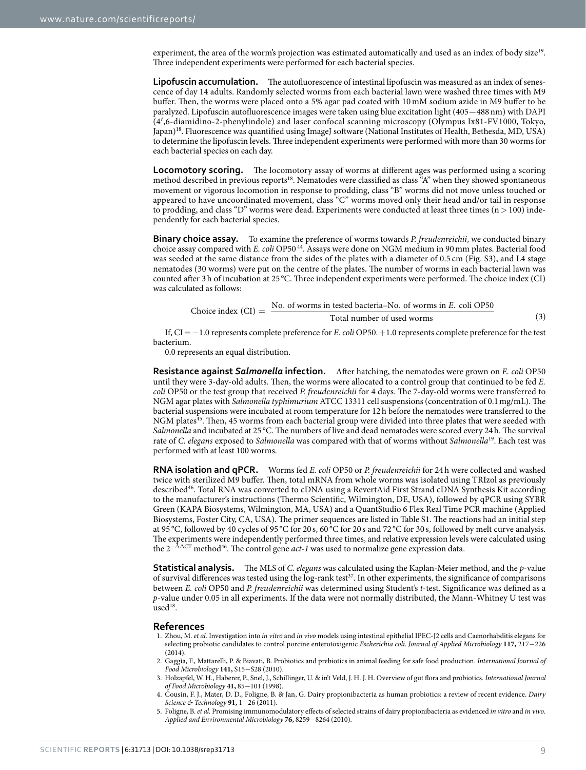experiment, the area of the worm's projection was estimated automatically and used as an index of body size[19]. Three independent experiments were performed for each bacterial species.

**Lipofuscin accumulation.** The autofluorescence of intestinal lipofuscin was measured as an index of senescence of day 14 adults. Randomly selected worms from each bacterial lawn were washed three times with M9 buffer. Then, the worms were placed onto a 5% agar pad coated with 10 mM sodium azide in M9 buffer to be paralyzed. Lipofuscin autofluorescence images were taken using blue excitation light (405—488 nm) with DAPI (4′,6-diamidino-2-phenylindole) and laser confocal scanning microscopy (Olympus Ix81-FV1000, Tokyo, Japan)[18]. Fluorescence was quantified using ImageJ software (National Institutes of Health, Bethesda, MD, USA) to determine the lipofuscin levels. Three independent experiments were performed with more than 30 worms for each bacterial species on each day.

**Locomotory scoring.** The locomotory assay of worms at different ages was performed using a scoring method described in previous reports[18]. Nematodes were classified as class "A" when they showed spontaneous movement or vigorous locomotion in response to prodding, class "B" worms did not move unless touched or appeared to have uncoordinated movement, class "C" worms moved only their head and/or tail in response to prodding, and class "D" worms were dead. Experiments were conducted at least three times ($n > 100$) independently for each bacterial species.

**Binary choice assay.** To examine the preference of worms towards *P. freudenreichii*, we conducted binary choice assay compared with *E. coli* OP50[44]. Assays were done on NGM medium in 90 mm plates. Bacterial food was seeded at the same distance from the sides of the plates with a diameter of 0.5 cm (Fig. S3), and L4 stage nematodes (30 worms) were put on the centre of the plates. The number of worms in each bacterial lawn was counted after 3 h of incubation at 25 °C. Three independent experiments were performed. The choice index (CI) was calculated as follows:

$$\text{Choice index (CI)} = \frac{\text{No. of worms in tested bacteria–No. of worms in } E.\ \text{coli OP50}}{\text{Total number of used worms}} \tag{3}$$

If, CI = −1.0 represents complete preference for *E. coli* OP50. +1.0 represents complete preference for the test bacterium.

0.0 represents an equal distribution.

**Resistance against *Salmonella* infection.** After hatching, the nematodes were grown on *E. coli* OP50 until they were 3-day-old adults. Then, the worms were allocated to a control group that continued to be fed *E. coli* OP50 or the test group that received *P. freudenreichii* for 4 days. The 7-day-old worms were transferred to NGM agar plates with *Salmonella typhimurium* ATCC 13311 cell suspensions (concentration of 0.1 mg/mL). The bacterial suspensions were incubated at room temperature for 12 h before the nematodes were transferred to the NGM plates[45]. Then, 45 worms from each bacterial group were divided into three plates that were seeded with *Salmonella* and incubated at 25 °C. The numbers of live and dead nematodes were scored every 24 h. The survival rate of *C. elegans* exposed to *Salmonella* was compared with that of worms without *Salmonella*[19]. Each test was performed with at least 100 worms.

**RNA isolation and qPCR.** Worms fed *E. coli* OP50 or *P. freudenreichii* for 24 h were collected and washed twice with sterilized M9 buffer. Then, total mRNA from whole worms was isolated using TRIzol as previously described[46]. Total RNA was converted to cDNA using a RevertAid First Strand cDNA Synthesis Kit according to the manufacturer's instructions (Thermo Scientific, Wilmington, DE, USA), followed by qPCR using SYBR Green (KAPA Biosystems, Wilmington, MA, USA) and a QuantStudio 6 Flex Real Time PCR machine (Applied Biosystems, Foster City, CA, USA). The primer sequences are listed in Table S1. The reactions had an initial step at 95 °C, followed by 40 cycles of 95 °C for 20 s, 60 °C for 20 s and 72 °C for 30 s, followed by melt curve analysis. The experiments were independently performed three times, and relative expression levels were calculated using the $2^{-\Delta\Delta CT}$ method[46]. The control gene *act-1* was used to normalize gene expression data.

**Statistical analysis.** The MLS of *C. elegans* was calculated using the Kaplan-Meier method, and the *p*-value of survival differences was tested using the log-rank test[37]. In other experiments, the significance of comparisons between *E. coli* OP50 and *P. freudenreichii* was determined using Student's *t*-test. Significance was defined as a *p*-value under 0.05 in all experiments. If the data were not normally distributed, the Mann-Whitney U test was used[18].

## References

1. Zhou, M. *et al.* Investigation into *in vitro* and *in vivo* models using intestinal epithelial IPEC-J2 cells and Caenorhabditis elegans for selecting probiotic candidates to control porcine enterotoxigenic *Escherichia coli*. *Journal of Applied Microbiology* **117,** 217–226 (2014).
2. Gaggìa, F., Mattarelli, P. & Biavati, B. Probiotics and prebiotics in animal feeding for safe food production. *International Journal of Food Microbiology* **141,** S15–S28 (2010).
3. Holzapfel, W. H., Haberer, P., Snel, J., Schillinger, U. & in't Veld, J. H. J. H. Overview of gut flora and probiotics. *International Journal of Food Microbiology* **41,** 85–101 (1998).
4. Cousin, F. J., Mater, D. D., Foligne, B. & Jan, G. Dairy propionibacteria as human probiotics: a review of recent evidence. *Dairy Science & Technology* **91,** 1–26 (2011).
5. Foligne, B. *et al.* Promising immunomodulatory effects of selected strains of dairy propionibacteria as evidenced *in vitro* and *in vivo*. *Applied and Environmental Microbiology* **76,** 8259–8264 (2010).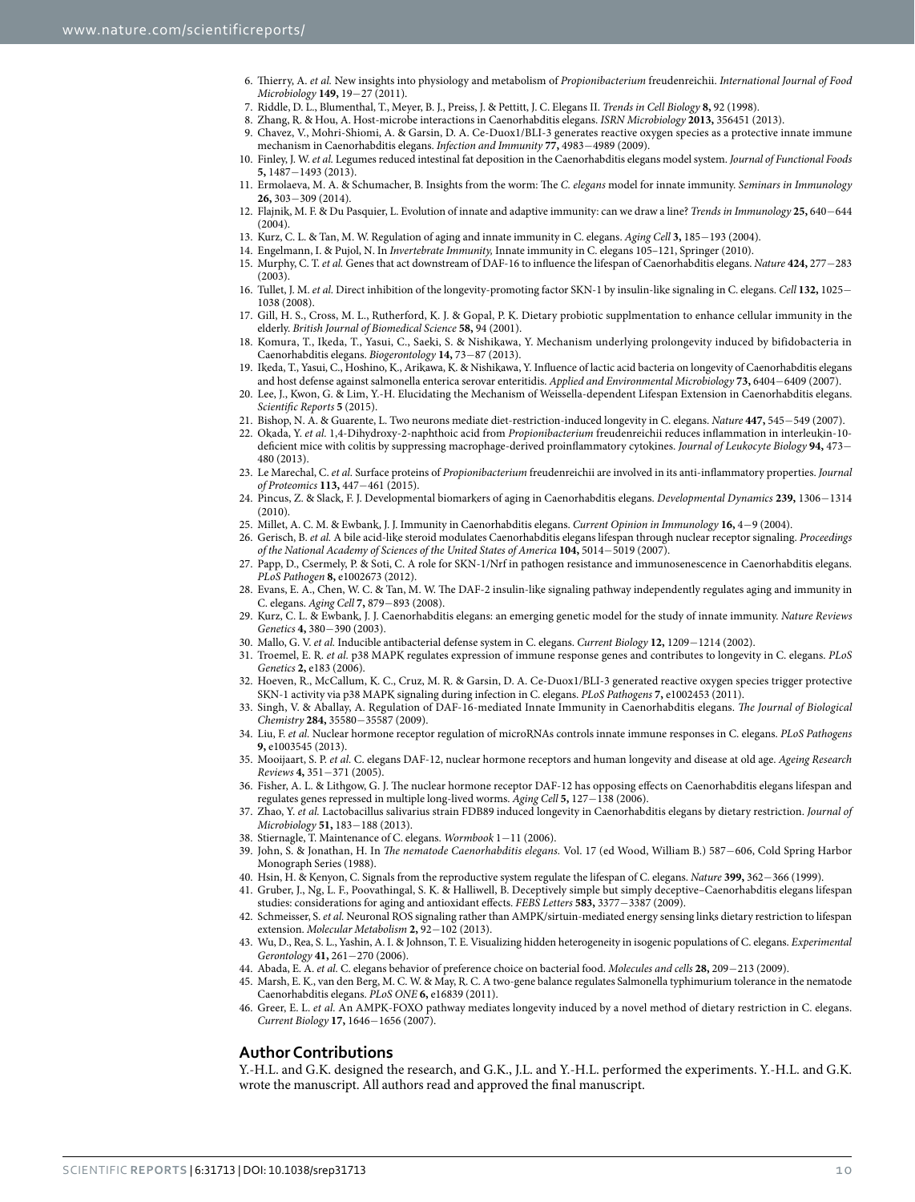6. Thierry, A. *et al.* New insights into physiology and metabolism of *Propionibacterium* freudenreichii. *International Journal of Food Microbiology* **149,** 19–27 (2011).
7. Riddle, D. L., Blumenthal, T., Meyer, B. J., Preiss, J. & Pettitt, J. C. Elegans II. *Trends in Cell Biology* **8,** 92 (1998).
8. Zhang, R. & Hou, A. Host-microbe interactions in Caenorhabditis elegans. *ISRN Microbiology* **2013,** 356451 (2013).
9. Chavez, V., Mohri-Shiomi, A. & Garsin, D. A. Ce-Duox1/BLI-3 generates reactive oxygen species as a protective innate immune mechanism in Caenorhabditis elegans. *Infection and Immunity* **77,** 4983–4989 (2009).
10. Finley, J. W. *et al.* Legumes reduced intestinal fat deposition in the Caenorhabditis elegans model system. *Journal of Functional Foods* **5,** 1487–1493 (2013).
11. Ermolaeva, M. A. & Schumacher, B. Insights from the worm: The *C. elegans* model for innate immunity. *Seminars in Immunology* **26,** 303–309 (2014).
12. Flajnik, M. F. & Du Pasquier, L. Evolution of innate and adaptive immunity: can we draw a line? *Trends in Immunology* **25,** 640–644 (2004).
13. Kurz, C. L. & Tan, M. W. Regulation of aging and innate immunity in C. elegans. *Aging Cell* **3,** 185–193 (2004).
14. Engelmann, I. & Pujol, N. In *Invertebrate Immunity,* Innate immunity in C. elegans 105–121, Springer (2010).
15. Murphy, C. T. *et al.* Genes that act downstream of DAF-16 to influence the lifespan of Caenorhabditis elegans. *Nature* **424,** 277–283 (2003).
16. Tullet, J. M. *et al.* Direct inhibition of the longevity-promoting factor SKN-1 by insulin-like signaling in C. elegans. *Cell* **132,** 1025–1038 (2008).
17. Gill, H. S., Cross, M. L., Rutherford, K. J. & Gopal, P. K. Dietary probiotic supplmentation to enhance cellular immunity in the elderly. *British Journal of Biomedical Science* **58,** 94 (2001).
18. Komura, T., Ikeda, T., Yasui, C., Saeki, S. & Nishikawa, Y. Mechanism underlying prolongevity induced by bifidobacteria in Caenorhabditis elegans. *Biogerontology* **14,** 73–87 (2013).
19. Ikeda, T., Yasui, C., Hoshino, K., Arikawa, K. & Nishikawa, Y. Influence of lactic acid bacteria on longevity of Caenorhabditis elegans and host defense against salmonella enterica serovar enteritidis. *Applied and Environmental Microbiology* **73,** 6404–6409 (2007).
20. Lee, J., Kwon, G. & Lim, Y.-H. Elucidating the Mechanism of Weissella-dependent Lifespan Extension in Caenorhabditis elegans. *Scientific Reports* **5** (2015).
21. Bishop, N. A. & Guarente, L. Two neurons mediate diet-restriction-induced longevity in C. elegans. *Nature* **447,** 545–549 (2007).
22. Okada, Y. *et al.* 1,4-Dihydroxy-2-naphthoic acid from *Propionibacterium* freudenreichii reduces inflammation in interleukin-10-deficient mice with colitis by suppressing macrophage-derived proinflammatory cytokines. *Journal of Leukocyte Biology* **94,** 473–480 (2013).
23. Le Marechal, C. *et al.* Surface proteins of *Propionibacterium* freudenreichii are involved in its anti-inflammatory properties. *Journal of Proteomics* **113,** 447–461 (2015).
24. Pincus, Z. & Slack, F. J. Developmental biomarkers of aging in Caenorhabditis elegans. *Developmental Dynamics* **239,** 1306–1314 (2010).
25. Millet, A. C. M. & Ewbank, J. J. Immunity in Caenorhabditis elegans. *Current Opinion in Immunology* **16,** 4–9 (2004).
26. Gerisch, B. *et al.* A bile acid-like steroid modulates Caenorhabditis elegans lifespan through nuclear receptor signaling. *Proceedings of the National Academy of Sciences of the United States of America* **104,** 5014–5019 (2007).
27. Papp, D., Csermely, P. & Soti, C. A role for SKN-1/Nrf in pathogen resistance and immunosenescence in Caenorhabditis elegans. *PLoS Pathogen* **8,** e1002673 (2012).
28. Evans, E. A., Chen, W. C. & Tan, M. W. The DAF-2 insulin-like signaling pathway independently regulates aging and immunity in C. elegans. *Aging Cell* **7,** 879–893 (2008).
29. Kurz, C. L. & Ewbank, J. J. Caenorhabditis elegans: an emerging genetic model for the study of innate immunity. *Nature Reviews Genetics* **4,** 380–390 (2003).
30. Mallo, G. V. *et al.* Inducible antibacterial defense system in C. elegans. *Current Biology* **12,** 1209–1214 (2002).
31. Troemel, E. R. *et al.* p38 MAPK regulates expression of immune response genes and contributes to longevity in C. elegans. *PLoS Genetics* **2,** e183 (2006).
32. Hoeven, R., McCallum, K. C., Cruz, M. R. & Garsin, D. A. Ce-Duox1/BLI-3 generated reactive oxygen species trigger protective SKN-1 activity via p38 MAPK signaling during infection in C. elegans. *PLoS Pathogens* **7,** e1002453 (2011).
33. Singh, V. & Aballay, A. Regulation of DAF-16-mediated Innate Immunity in Caenorhabditis elegans. *The Journal of Biological Chemistry* **284,** 35580–35587 (2009).
34. Liu, F. *et al.* Nuclear hormone receptor regulation of microRNAs controls innate immune responses in C. elegans. *PLoS Pathogens* **9,** e1003545 (2013).
35. Mooijaart, S. P. *et al.* C. elegans DAF-12, nuclear hormone receptors and human longevity and disease at old age. *Ageing Research Reviews* **4,** 351–371 (2005).
36. Fisher, A. L. & Lithgow, G. J. The nuclear hormone receptor DAF-12 has opposing effects on Caenorhabditis elegans lifespan and regulates genes repressed in multiple long-lived worms. *Aging Cell* **5,** 127–138 (2006).
37. Zhao, Y. *et al.* Lactobacillus salivarius strain FDB89 induced longevity in Caenorhabditis elegans by dietary restriction. *Journal of Microbiology* **51,** 183–188 (2013).
38. Stiernagle, T. Maintenance of C. elegans. *Wormbook* 1–11 (2006).
39. John, S. & Jonathan, H. In *The nematode Caenorhabditis elegans.* Vol. 17 (ed Wood, William B.) 587–606, Cold Spring Harbor Monograph Series (1988).
40. Hsin, H. & Kenyon, C. Signals from the reproductive system regulate the lifespan of C. elegans. *Nature* **399,** 362–366 (1999).
41. Gruber, J., Ng, L. F., Poovathingal, S. K. & Halliwell, B. Deceptively simple but simply deceptive–Caenorhabditis elegans lifespan studies: considerations for aging and antioxidant effects. *FEBS Letters* **583,** 3377–3387 (2009).
42. Schmeisser, S. *et al.* Neuronal ROS signaling rather than AMPK/sirtuin-mediated energy sensing links dietary restriction to lifespan extension. *Molecular Metabolism* **2,** 92–102 (2013).
43. Wu, D., Rea, S. L., Yashin, A. I. & Johnson, T. E. Visualizing hidden heterogeneity in isogenic populations of C. elegans. *Experimental Gerontology* **41,** 261–270 (2006).
44. Abada, E. A. *et al.* C. elegans behavior of preference choice on bacterial food. *Molecules and cells* **28,** 209–213 (2009).
45. Marsh, E. K., van den Berg, M. C. W. & May, R. C. A two-gene balance regulates Salmonella typhimurium tolerance in the nematode Caenorhabditis elegans. *PLoS ONE* **6,** e16839 (2011).
46. Greer, E. L. *et al.* An AMPK-FOXO pathway mediates longevity induced by a novel method of dietary restriction in C. elegans. *Current Biology* **17,** 1646–1656 (2007).

## Author Contributions

Y.-H.L. and G.K. designed the research, and G.K., J.L. and Y.-H.L. performed the experiments. Y.-H.L. and G.K. wrote the manuscript. All authors read and approved the final manuscript.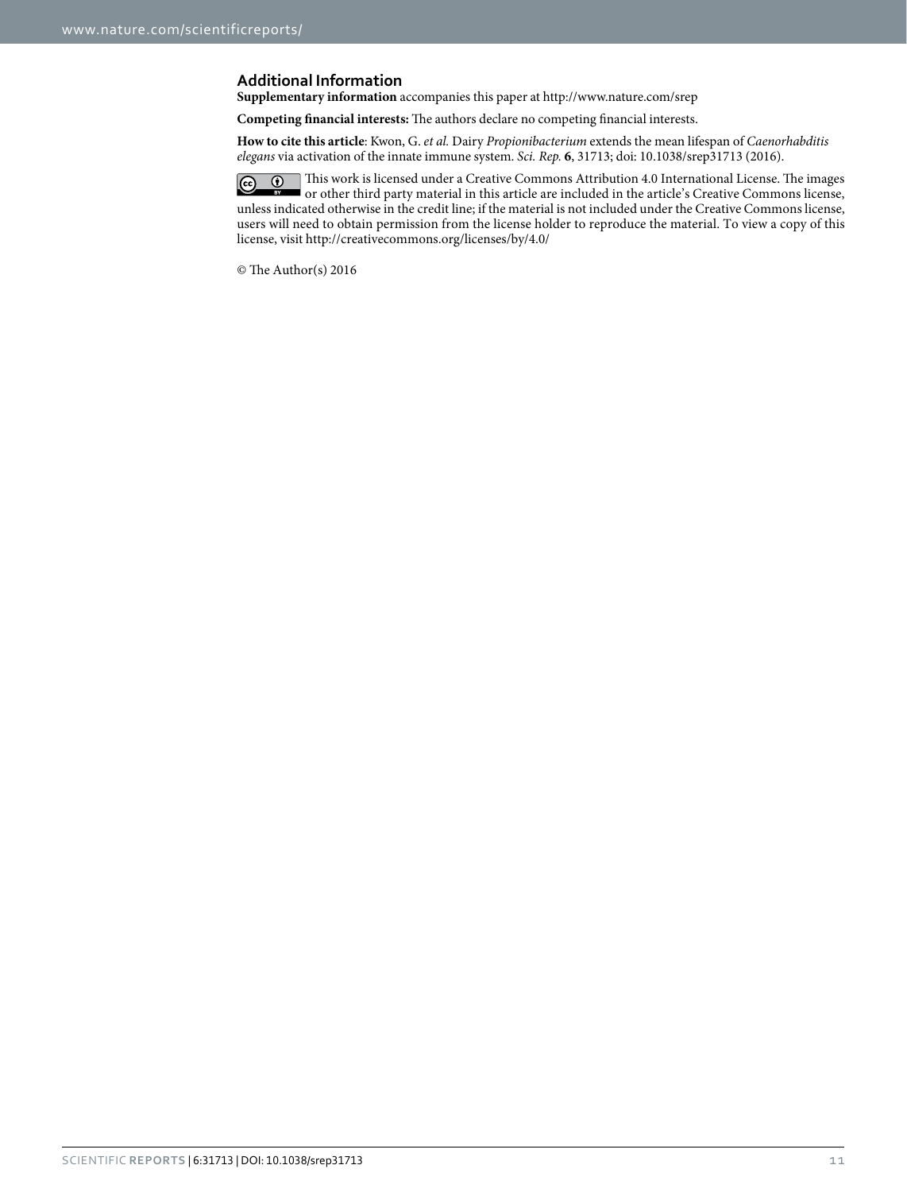## Additional Information

**Supplementary information** accompanies this paper at http://www.nature.com/srep

**Competing financial interests:** The authors declare no competing financial interests.

**How to cite this article**: Kwon, G. *et al.* Dairy *Propionibacterium* extends the mean lifespan of *Caenorhabditis elegans* via activation of the innate immune system. *Sci. Rep.* **6**, 31713; doi: 10.1038/srep31713 (2016).

This work is licensed under a Creative Commons Attribution 4.0 International License. The images or other third party material in this article are included in the article's Creative Commons license, unless indicated otherwise in the credit line; if the material is not included under the Creative Commons license, users will need to obtain permission from the license holder to reproduce the material. To view a copy of this license, visit http://creativecommons.org/licenses/by/4.0/

© The Author(s) 2016